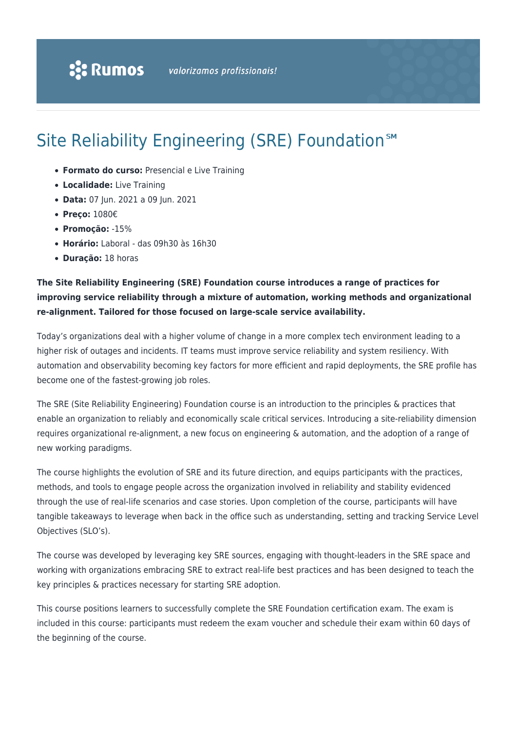# Site Reliability Engineering (SRE) Foundation℠

- **Formato do curso:** Presencial e Live Training
- **Localidade:** Live Training
- **Data:** 07 Jun. 2021 a 09 Jun. 2021
- **Preço:** 1080€
- **Promoção:** -15%
- **Horário:** Laboral - das 09h30 às 16h30
- **Duração:** 18 horas

**The Site Reliability Engineering (SRE) Foundation course introduces a range of practices for improving service reliability through a mixture of automation, working methods and organizational re-alignment. Tailored for those focused on large-scale service availability.**

Today's organizations deal with a higher volume of change in a more complex tech environment leading to a higher risk of outages and incidents. IT teams must improve service reliability and system resiliency. With automation and observability becoming key factors for more efficient and rapid deployments, the SRE profile has become one of the fastest-growing job roles.

The SRE (Site Reliability Engineering) Foundation course is an introduction to the principles & practices that enable an organization to reliably and economically scale critical services. Introducing a site-reliability dimension requires organizational re-alignment, a new focus on engineering & automation, and the adoption of a range of new working paradigms.

The course highlights the evolution of SRE and its future direction, and equips participants with the practices, methods, and tools to engage people across the organization involved in reliability and stability evidenced through the use of real-life scenarios and case stories. Upon completion of the course, participants will have tangible takeaways to leverage when back in the office such as understanding, setting and tracking Service Level Objectives (SLO's).

The course was developed by leveraging key SRE sources, engaging with thought-leaders in the SRE space and working with organizations embracing SRE to extract real-life best practices and has been designed to teach the key principles & practices necessary for starting SRE adoption.

This course positions learners to successfully complete the SRE Foundation certification exam. The exam is included in this course: participants must redeem the exam voucher and schedule their exam within 60 days of the beginning of the course.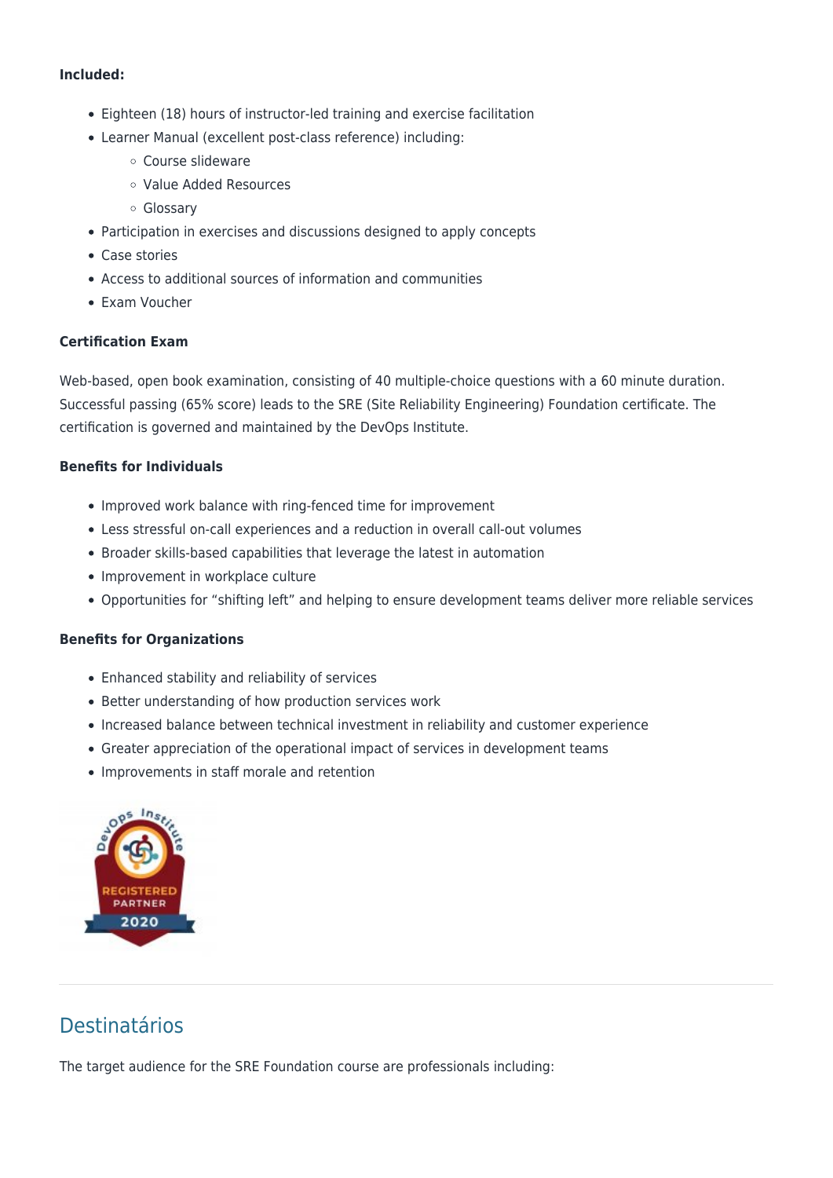**Included:**

- Eighteen (18) hours of instructor-led training and exercise facilitation
- Learner Manual (excellent post-class reference) including:
  - Course slideware
  - Value Added Resources
  - Glossary
- Participation in exercises and discussions designed to apply concepts
- Case stories
- Access to additional sources of information and communities
- Exam Voucher

**Certification Exam**

Web-based, open book examination, consisting of 40 multiple-choice questions with a 60 minute duration. Successful passing (65% score) leads to the SRE (Site Reliability Engineering) Foundation certificate. The certification is governed and maintained by the DevOps Institute.

**Benefits for Individuals**

- Improved work balance with ring-fenced time for improvement
- Less stressful on-call experiences and a reduction in overall call-out volumes
- Broader skills-based capabilities that leverage the latest in automation
- Improvement in workplace culture
- Opportunities for "shifting left" and helping to ensure development teams deliver more reliable services

**Benefits for Organizations**

- Enhanced stability and reliability of services
- Better understanding of how production services work
- Increased balance between technical investment in reliability and customer experience
- Greater appreciation of the operational impact of services in development teams
- Improvements in staff morale and retention

## Destinatários

The target audience for the SRE Foundation course are professionals including: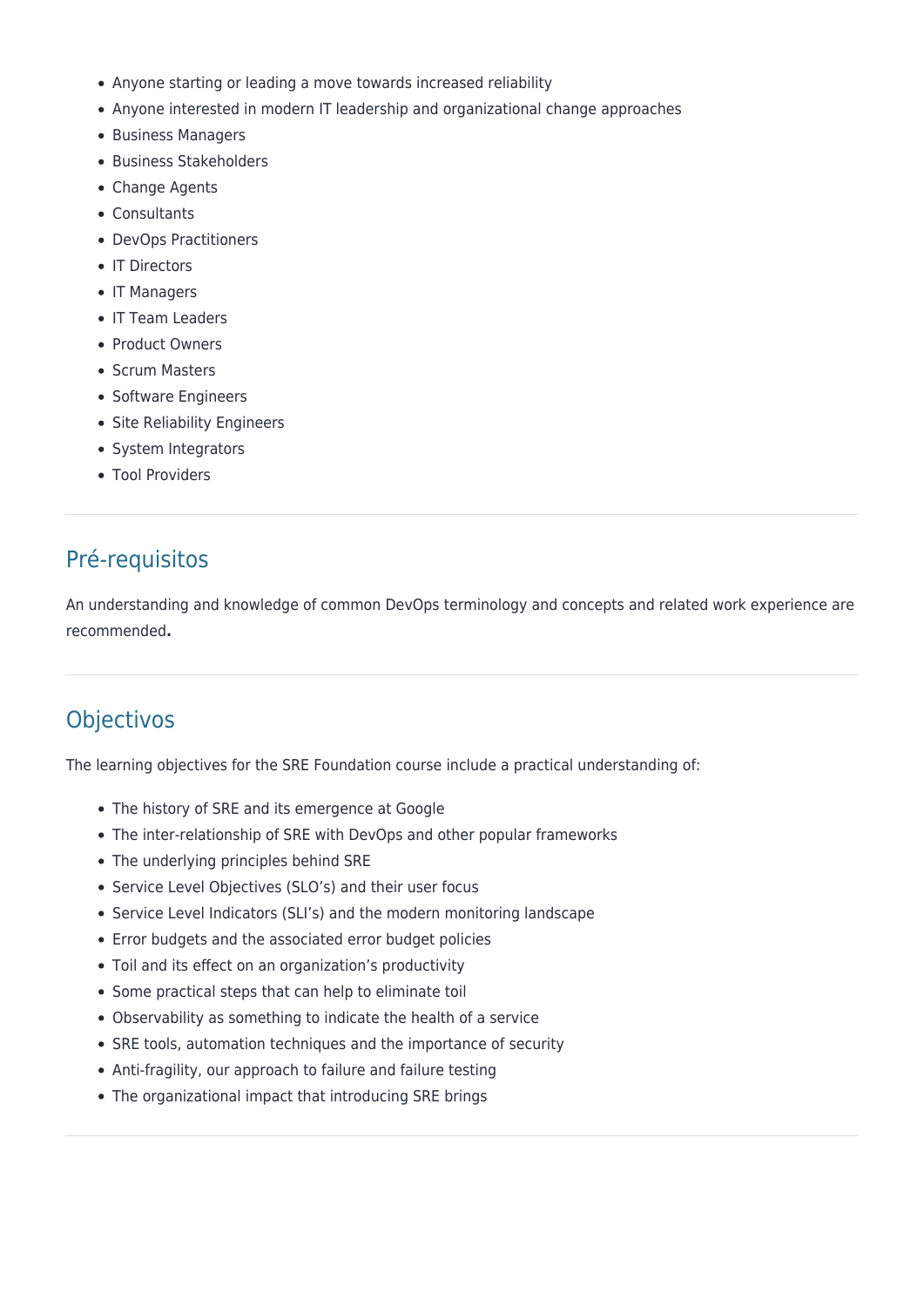- Anyone starting or leading a move towards increased reliability
- Anyone interested in modern IT leadership and organizational change approaches
- Business Managers
- Business Stakeholders
- Change Agents
- Consultants
- DevOps Practitioners
- IT Directors
- IT Managers
- IT Team Leaders
- Product Owners
- Scrum Masters
- Software Engineers
- Site Reliability Engineers
- System Integrators
- Tool Providers

---

## Pré-requisitos

An understanding and knowledge of common DevOps terminology and concepts and related work experience are recommended**.**

---

## Objectivos

The learning objectives for the SRE Foundation course include a practical understanding of:

- The history of SRE and its emergence at Google
- The inter-relationship of SRE with DevOps and other popular frameworks
- The underlying principles behind SRE
- Service Level Objectives (SLO's) and their user focus
- Service Level Indicators (SLI's) and the modern monitoring landscape
- Error budgets and the associated error budget policies
- Toil and its effect on an organization's productivity
- Some practical steps that can help to eliminate toil
- Observability as something to indicate the health of a service
- SRE tools, automation techniques and the importance of security
- Anti-fragility, our approach to failure and failure testing
- The organizational impact that introducing SRE brings

---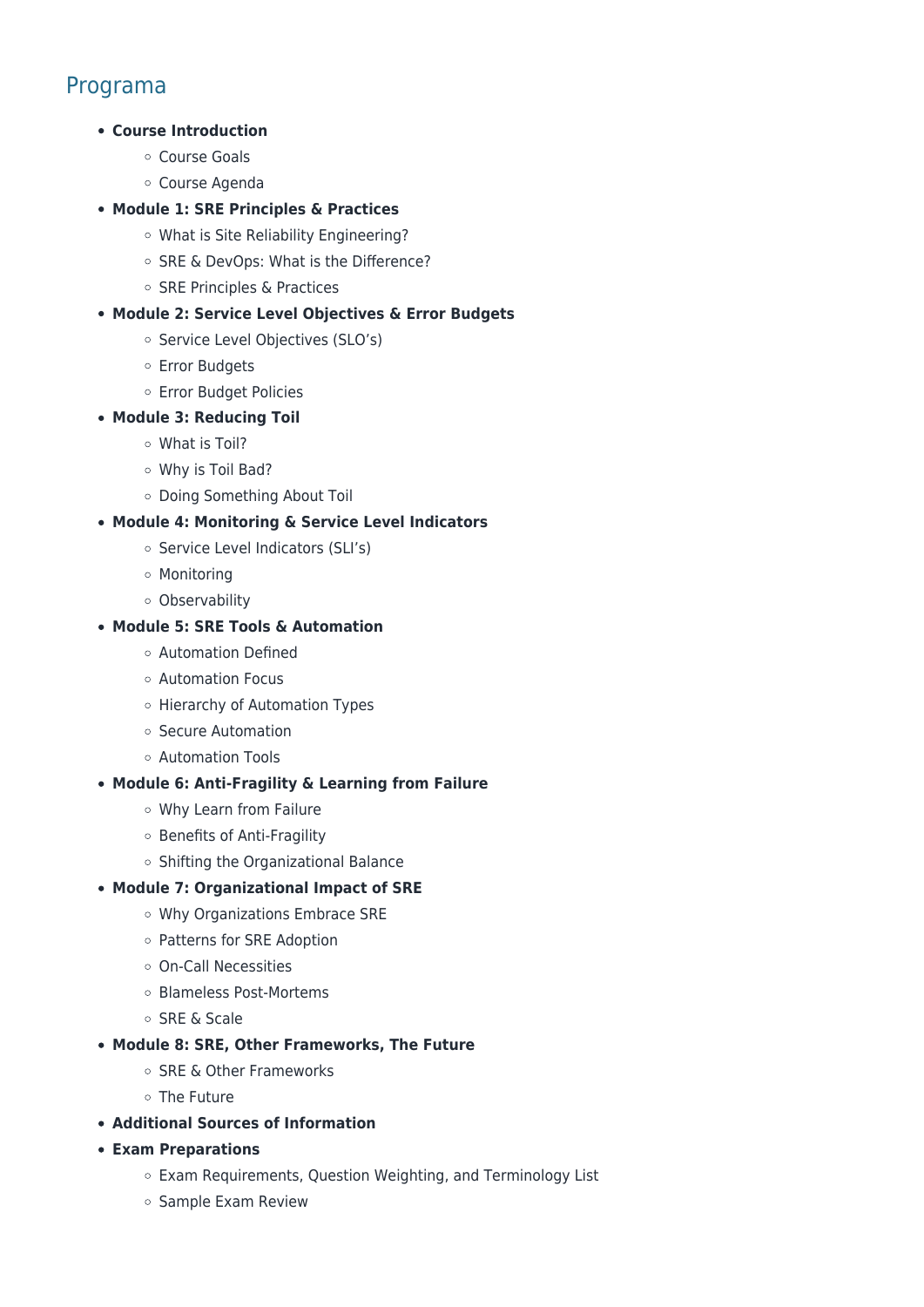## Programa

- **Course Introduction**
  - Course Goals
  - Course Agenda
- **Module 1: SRE Principles & Practices**
  - What is Site Reliability Engineering?
  - SRE & DevOps: What is the Difference?
  - SRE Principles & Practices
- **Module 2: Service Level Objectives & Error Budgets**
  - Service Level Objectives (SLO's)
  - Error Budgets
  - Error Budget Policies
- **Module 3: Reducing Toil**
  - What is Toil?
  - Why is Toil Bad?
  - Doing Something About Toil
- **Module 4: Monitoring & Service Level Indicators**
  - Service Level Indicators (SLI's)
  - Monitoring
  - Observability
- **Module 5: SRE Tools & Automation**
  - Automation Defined
  - Automation Focus
  - Hierarchy of Automation Types
  - Secure Automation
  - Automation Tools
- **Module 6: Anti-Fragility & Learning from Failure**
  - Why Learn from Failure
  - Benefits of Anti-Fragility
  - Shifting the Organizational Balance
- **Module 7: Organizational Impact of SRE**
  - Why Organizations Embrace SRE
  - Patterns for SRE Adoption
  - On-Call Necessities
  - Blameless Post-Mortems
  - SRE & Scale
- **Module 8: SRE, Other Frameworks, The Future**
  - SRE & Other Frameworks
  - The Future
- **Additional Sources of Information**
- **Exam Preparations**
  - Exam Requirements, Question Weighting, and Terminology List
  - Sample Exam Review